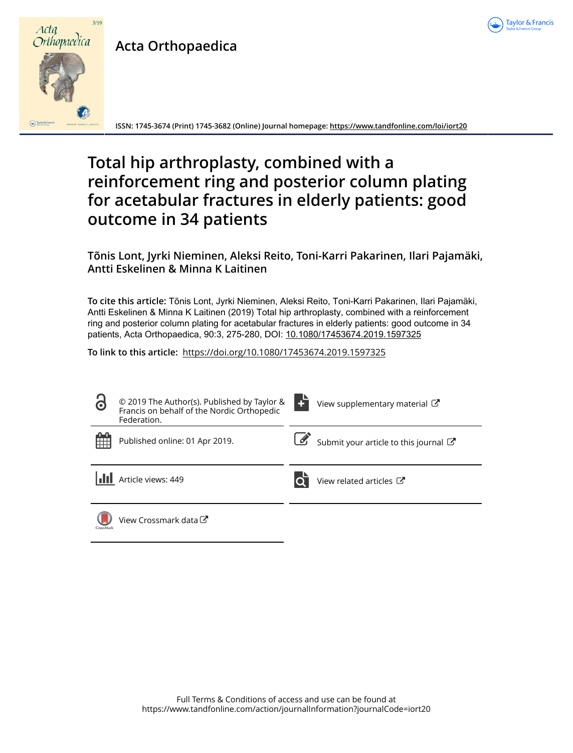Acta Orthopaedica

ISSN: 1745-3674 (Print) 1745-3682 (Online) Journal homepage: https://www.tandfonline.com/loi/iort20

# Total hip arthroplasty, combined with a reinforcement ring and posterior column plating for acetabular fractures in elderly patients: good outcome in 34 patients

**Tõnis Lont, Jyrki Nieminen, Aleksi Reito, Toni-Karri Pakarinen, Ilari Pajamäki, Antti Eskelinen & Minna K Laitinen**

**To cite this article:** Tõnis Lont, Jyrki Nieminen, Aleksi Reito, Toni-Karri Pakarinen, Ilari Pajamäki, Antti Eskelinen & Minna K Laitinen (2019) Total hip arthroplasty, combined with a reinforcement ring and posterior column plating for acetabular fractures in elderly patients: good outcome in 34 patients, Acta Orthopaedica, 90:3, 275-280, DOI: 10.1080/17453674.2019.1597325

**To link to this article:** https://doi.org/10.1080/17453674.2019.1597325

© 2019 The Author(s). Published by Taylor & Francis on behalf of the Nordic Orthopedic Federation.

View supplementary material

Published online: 01 Apr 2019.

Submit your article to this journal

Article views: 449

View related articles

View Crossmark data

Full Terms & Conditions of access and use can be found at
https://www.tandfonline.com/action/journalInformation?journalCode=iort20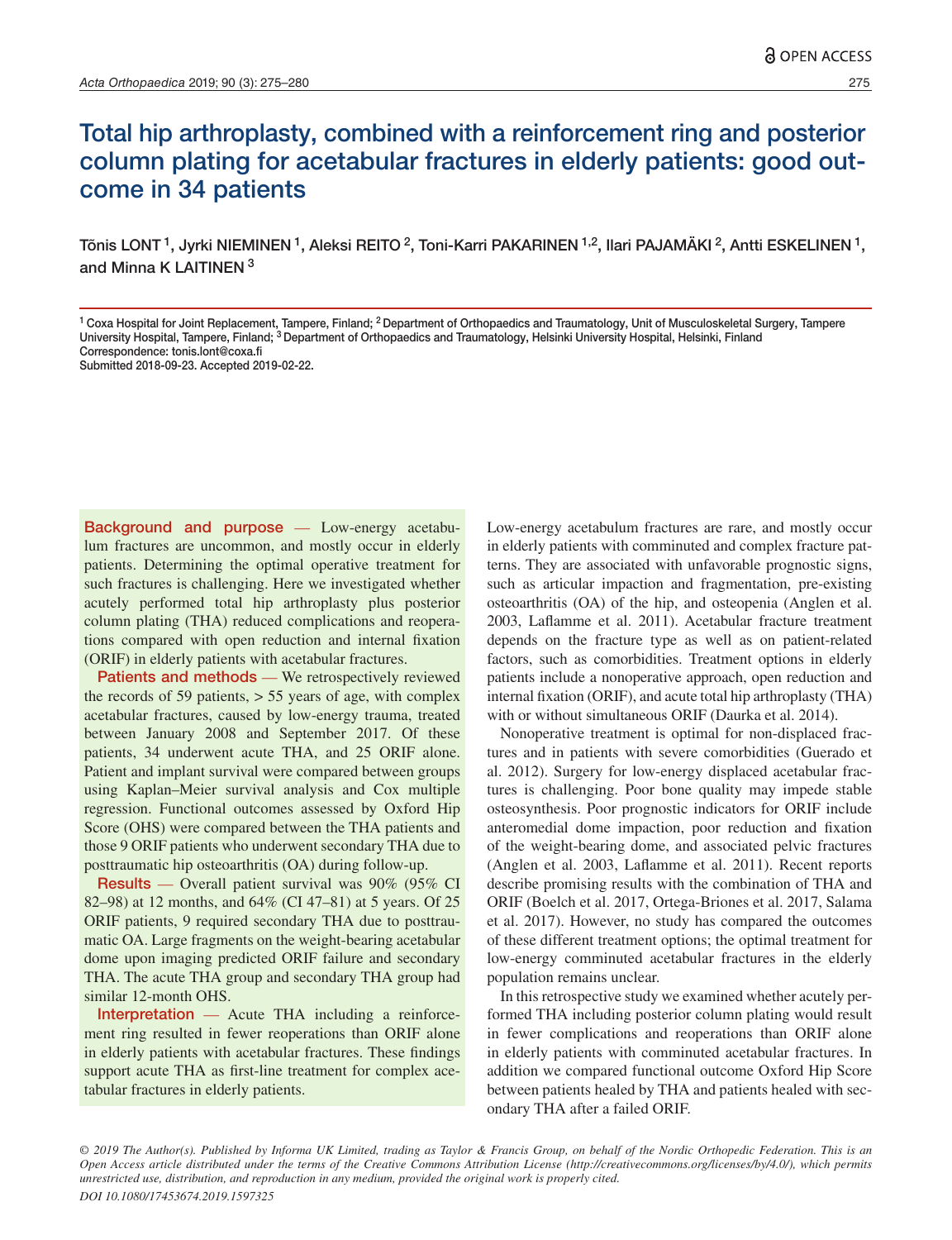# Total hip arthroplasty, combined with a reinforcement ring and posterior column plating for acetabular fractures in elderly patients: good outcome in 34 patients

Tõnis LONT [1], Jyrki NIEMINEN [1], Aleksi REITO [2], Toni-Karri PAKARINEN [1,2], Ilari PAJAMÄKI [2], Antti ESKELINEN [1], and Minna K LAITINEN [3]

[1] Coxa Hospital for Joint Replacement, Tampere, Finland; [2] Department of Orthopaedics and Traumatology, Unit of Musculoskeletal Surgery, Tampere University Hospital, Tampere, Finland; [3] Department of Orthopaedics and Traumatology, Helsinki University Hospital, Helsinki, Finland
Correspondence: tonis.lont@coxa.fi
Submitted 2018-09-23. Accepted 2019-02-22.

**Background and purpose** — Low-energy acetabulum fractures are uncommon, and mostly occur in elderly patients. Determining the optimal operative treatment for such fractures is challenging. Here we investigated whether acutely performed total hip arthroplasty plus posterior column plating (THA) reduced complications and reoperations compared with open reduction and internal fixation (ORIF) in elderly patients with acetabular fractures.

**Patients and methods** — We retrospectively reviewed the records of 59 patients, > 55 years of age, with complex acetabular fractures, caused by low-energy trauma, treated between January 2008 and September 2017. Of these patients, 34 underwent acute THA, and 25 ORIF alone. Patient and implant survival were compared between groups using Kaplan–Meier survival analysis and Cox multiple regression. Functional outcomes assessed by Oxford Hip Score (OHS) were compared between the THA patients and those 9 ORIF patients who underwent secondary THA due to posttraumatic hip osteoarthritis (OA) during follow-up.

**Results** — Overall patient survival was 90% (95% CI 82–98) at 12 months, and 64% (CI 47–81) at 5 years. Of 25 ORIF patients, 9 required secondary THA due to posttraumatic OA. Large fragments on the weight-bearing acetabular dome upon imaging predicted ORIF failure and secondary THA. The acute THA group and secondary THA group had similar 12-month OHS.

**Interpretation** — Acute THA including a reinforcement ring resulted in fewer reoperations than ORIF alone in elderly patients with acetabular fractures. These findings support acute THA as first-line treatment for complex acetabular fractures in elderly patients.

Low-energy acetabulum fractures are rare, and mostly occur in elderly patients with comminuted and complex fracture patterns. They are associated with unfavorable prognostic signs, such as articular impaction and fragmentation, pre-existing osteoarthritis (OA) of the hip, and osteopenia (Anglen et al. 2003, Laflamme et al. 2011). Acetabular fracture treatment depends on the fracture type as well as on patient-related factors, such as comorbidities. Treatment options in elderly patients include a nonoperative approach, open reduction and internal fixation (ORIF), and acute total hip arthroplasty (THA) with or without simultaneous ORIF (Daurka et al. 2014).

Nonoperative treatment is optimal for non-displaced fractures and in patients with severe comorbidities (Guerado et al. 2012). Surgery for low-energy displaced acetabular fractures is challenging. Poor bone quality may impede stable osteosynthesis. Poor prognostic indicators for ORIF include anteromedial dome impaction, poor reduction and fixation of the weight-bearing dome, and associated pelvic fractures (Anglen et al. 2003, Laflamme et al. 2011). Recent reports describe promising results with the combination of THA and ORIF (Boelch et al. 2017, Ortega-Briones et al. 2017, Salama et al. 2017). However, no study has compared the outcomes of these different treatment options; the optimal treatment for low-energy comminuted acetabular fractures in the elderly population remains unclear.

In this retrospective study we examined whether acutely performed THA including posterior column plating would result in fewer complications and reoperations than ORIF alone in elderly patients with comminuted acetabular fractures. In addition we compared functional outcome Oxford Hip Score between patients healed by THA and patients healed with secondary THA after a failed ORIF.

*© 2019 The Author(s). Published by Informa UK Limited, trading as Taylor & Francis Group, on behalf of the Nordic Orthopedic Federation. This is an Open Access article distributed under the terms of the Creative Commons Attribution License (http://creativecommons.org/licenses/by/4.0/), which permits unrestricted use, distribution, and reproduction in any medium, provided the original work is properly cited.*
*DOI 10.1080/17453674.2019.1597325*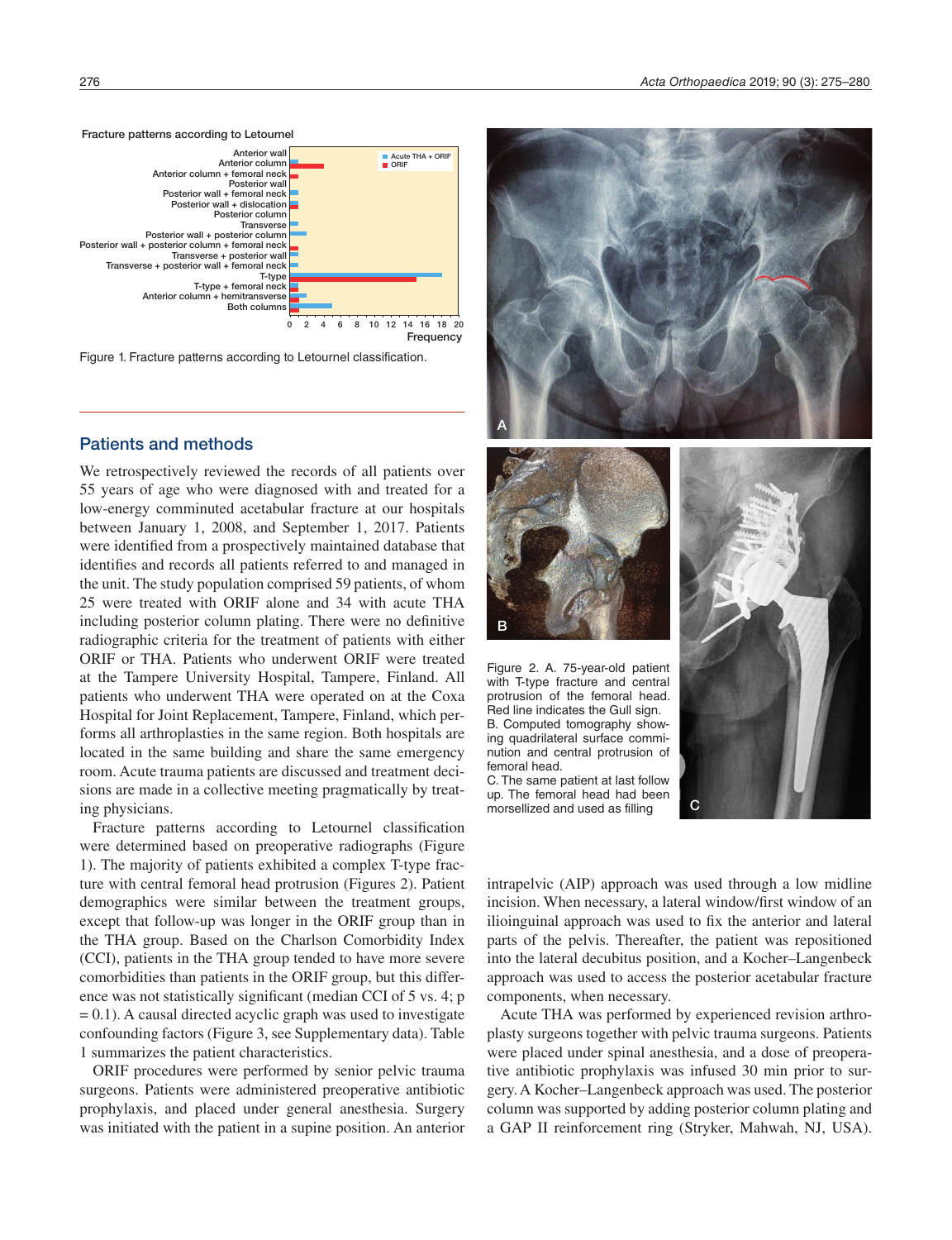Figure 1. Fracture patterns according to Letournel classification.

Figure 2. A. 75-year-old patient with T-type fracture and central protrusion of the femoral head. Red line indicates the Gull sign. B. Computed tomography showing quadrilateral surface comminution and central protrusion of femoral head.
C. The same patient at last follow up. The femoral head had been morsellized and used as filling

## Patients and methods

We retrospectively reviewed the records of all patients over 55 years of age who were diagnosed with and treated for a low-energy comminuted acetabular fracture at our hospitals between January 1, 2008, and September 1, 2017. Patients were identified from a prospectively maintained database that identifies and records all patients referred to and managed in the unit. The study population comprised 59 patients, of whom 25 were treated with ORIF alone and 34 with acute THA including posterior column plating. There were no definitive radiographic criteria for the treatment of patients with either ORIF or THA. Patients who underwent ORIF were treated at the Tampere University Hospital, Tampere, Finland. All patients who underwent THA were operated on at the Coxa Hospital for Joint Replacement, Tampere, Finland, which performs all arthroplasties in the same region. Both hospitals are located in the same building and share the same emergency room. Acute trauma patients are discussed and treatment decisions are made in a collective meeting pragmatically by treating physicians.

Fracture patterns according to Letournel classification were determined based on preoperative radiographs (Figure 1). The majority of patients exhibited a complex T-type fracture with central femoral head protrusion (Figures 2). Patient demographics were similar between the treatment groups, except that follow-up was longer in the ORIF group than in the THA group. Based on the Charlson Comorbidity Index (CCI), patients in the THA group tended to have more severe comorbidities than patients in the ORIF group, but this difference was not statistically significant (median CCI of 5 vs. 4; $p = 0.1$). A causal directed acyclic graph was used to investigate confounding factors (Figure 3, see Supplementary data). Table 1 summarizes the patient characteristics.

ORIF procedures were performed by senior pelvic trauma surgeons. Patients were administered preoperative antibiotic prophylaxis, and placed under general anesthesia. Surgery was initiated with the patient in a supine position. An anterior intrapelvic (AIP) approach was used through a low midline incision. When necessary, a lateral window/first window of an ilioinguinal approach was used to fix the anterior and lateral parts of the pelvis. Thereafter, the patient was repositioned into the lateral decubitus position, and a Kocher–Langenbeck approach was used to access the posterior acetabular fracture components, when necessary.

Acute THA was performed by experienced revision arthroplasty surgeons together with pelvic trauma surgeons. Patients were placed under spinal anesthesia, and a dose of preoperative antibiotic prophylaxis was infused 30 min prior to surgery. A Kocher–Langenbeck approach was used. The posterior column was supported by adding posterior column plating and a GAP II reinforcement ring (Stryker, Mahwah, NJ, USA).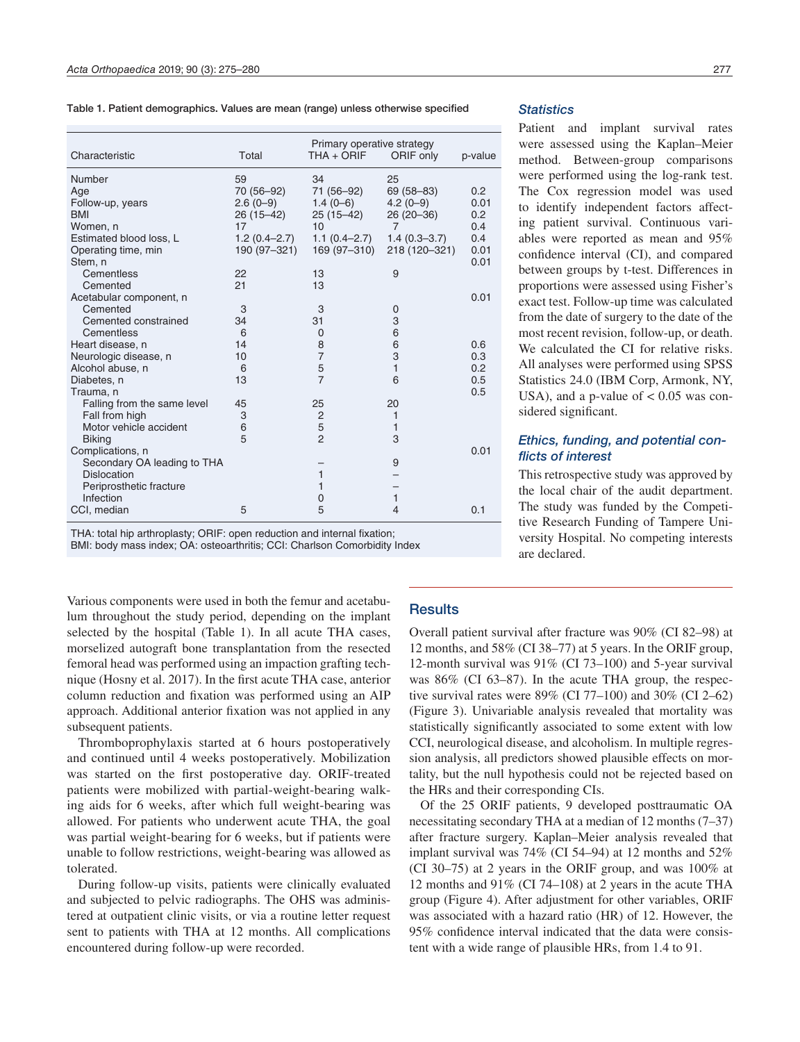**Table 1. Patient demographics. Values are mean (range) unless otherwise specified**

| Characteristic | Total | Primary operative strategy THA + ORIF | ORIF only | p-value |
|---|---|---|---|---|
| Number | 59 | 34 | 25 | |
| Age | 70 (56–92) | 71 (56–92) | 69 (58–83) | 0.2 |
| Follow-up, years | 2.6 (0–9) | 1.4 (0–6) | 4.2 (0–9) | 0.01 |
| BMI | 26 (15–42) | 25 (15–42) | 26 (20–36) | 0.2 |
| Women, n | 17 | 10 | 7 | 0.4 |
| Estimated blood loss, L | 1.2 (0.4–2.7) | 1.1 (0.4–2.7) | 1.4 (0.3–3.7) | 0.4 |
| Operating time, min | 190 (97–321) | 169 (97–310) | 218 (120–321) | 0.01 |
| Stem, n | | | | 0.01 |
| Cementless | 22 | 13 | 9 | |
| Cemented | 21 | 13 | | |
| Acetabular component, n | | | | 0.01 |
| Cemented | 3 | 3 | 0 | |
| Cemented constrained | 34 | 31 | 3 | |
| Cementless | 6 | 0 | 6 | |
| Heart disease, n | 14 | 8 | 6 | 0.6 |
| Neurologic disease, n | 10 | 7 | 3 | 0.3 |
| Alcohol abuse, n | 6 | 5 | 1 | 0.2 |
| Diabetes, n | 13 | 7 | 6 | 0.5 |
| Trauma, n | | | | 0.5 |
| Falling from the same level | 45 | 25 | 20 | |
| Fall from high | 3 | 2 | 1 | |
| Motor vehicle accident | 6 | 5 | 1 | |
| Biking | 5 | 2 | 3 | |
| Complications, n | | | | 0.01 |
| Secondary OA leading to THA | | – | 9 | |
| Dislocation | | 1 | – | |
| Periprosthetic fracture | | 1 | – | |
| Infection | | 0 | 1 | |
| CCI, median | 5 | 5 | 4 | 0.1 |

THA: total hip arthroplasty; ORIF: open reduction and internal fixation;
BMI: body mass index; OA: osteoarthritis; CCI: Charlson Comorbidity Index

Various components were used in both the femur and acetabulum throughout the study period, depending on the implant selected by the hospital (Table 1). In all acute THA cases, morselized autograft bone transplantation from the resected femoral head was performed using an impaction grafting technique (Hosny et al. 2017). In the first acute THA case, anterior column reduction and fixation was performed using an AIP approach. Additional anterior fixation was not applied in any subsequent patients.

Thromboprophylaxis started at 6 hours postoperatively and continued until 4 weeks postoperatively. Mobilization was started on the first postoperative day. ORIF-treated patients were mobilized with partial-weight-bearing walking aids for 6 weeks, after which full weight-bearing was allowed. For patients who underwent acute THA, the goal was partial weight-bearing for 6 weeks, but if patients were unable to follow restrictions, weight-bearing was allowed as tolerated.

During follow-up visits, patients were clinically evaluated and subjected to pelvic radiographs. The OHS was administered at outpatient clinic visits, or via a routine letter request sent to patients with THA at 12 months. All complications encountered during follow-up were recorded.

### *Statistics*

Patient and implant survival rates were assessed using the Kaplan–Meier method. Between-group comparisons were performed using the log-rank test. The Cox regression model was used to identify independent factors affecting patient survival. Continuous variables were reported as mean and 95% confidence interval (CI), and compared between groups by t-test. Differences in proportions were assessed using Fisher's exact test. Follow-up time was calculated from the date of surgery to the date of the most recent revision, follow-up, or death. We calculated the CI for relative risks. All analyses were performed using SPSS Statistics 24.0 (IBM Corp, Armonk, NY, USA), and a p-value of $< 0.05$ was considered significant.

### *Ethics, funding, and potential conflicts of interest*

This retrospective study was approved by the local chair of the audit department. The study was funded by the Competitive Research Funding of Tampere University Hospital. No competing interests are declared.

## Results

Overall patient survival after fracture was 90% (CI 82–98) at 12 months, and 58% (CI 38–77) at 5 years. In the ORIF group, 12-month survival was 91% (CI 73–100) and 5-year survival was 86% (CI 63–87). In the acute THA group, the respective survival rates were 89% (CI 77–100) and 30% (CI 2–62) (Figure 3). Univariable analysis revealed that mortality was statistically significantly associated to some extent with low CCI, neurological disease, and alcoholism. In multiple regression analysis, all predictors showed plausible effects on mortality, but the null hypothesis could not be rejected based on the HRs and their corresponding CIs.

Of the 25 ORIF patients, 9 developed posttraumatic OA necessitating secondary THA at a median of 12 months (7–37) after fracture surgery. Kaplan–Meier analysis revealed that implant survival was 74% (CI 54–94) at 12 months and 52% (CI 30–75) at 2 years in the ORIF group, and was 100% at 12 months and 91% (CI 74–108) at 2 years in the acute THA group (Figure 4). After adjustment for other variables, ORIF was associated with a hazard ratio (HR) of 12. However, the 95% confidence interval indicated that the data were consistent with a wide range of plausible HRs, from 1.4 to 91.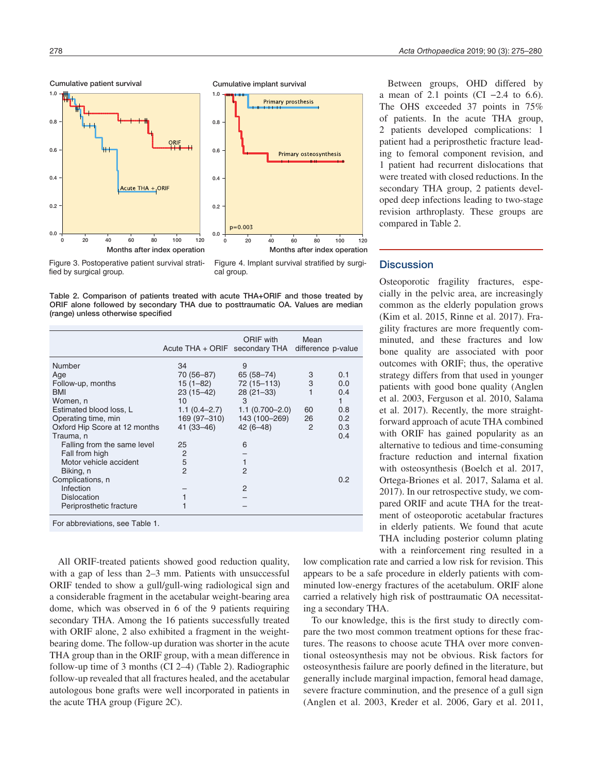Figure 3. Postoperative patient survival stratified by surgical group.

Figure 4. Implant survival stratified by surgical group.

Table 2. Comparison of patients treated with acute THA+ORIF and those treated by ORIF alone followed by secondary THA due to posttraumatic OA. Values are median (range) unless otherwise specified

| | Acute THA + ORIF | ORIF with secondary THA | Mean difference | p-value |
|---|---|---|---|---|
| Number | 34 | 9 | | |
| Age | 70 (56–87) | 65 (58–74) | 3 | 0.1 |
| Follow-up, months | 15 (1–82) | 72 (15–113) | 3 | 0.0 |
| BMI | 23 (15–42) | 28 (21–33) | 1 | 0.4 |
| Women, n | 10 | 3 | | 1 |
| Estimated blood loss, L | 1.1 (0.4–2.7) | 1.1 (0.700–2.0) | 60 | 0.8 |
| Operating time, min | 169 (97–310) | 143 (100–269) | 26 | 0.2 |
| Oxford Hip Score at 12 months | 41 (33–46) | 42 (6–48) | 2 | 0.3 |
| Trauma, n | | | | 0.4 |
| Falling from the same level | 25 | 6 | | |
| Fall from high | 2 | – | | |
| Motor vehicle accident | 5 | 1 | | |
| Biking, n | 2 | 2 | | |
| Complications, n | | | | 0.2 |
| Infection | – | 2 | | |
| Dislocation | 1 | – | | |
| Periprosthetic fracture | 1 | – | | |

For abbreviations, see Table 1.

All ORIF-treated patients showed good reduction quality, with a gap of less than 2–3 mm. Patients with unsuccessful ORIF tended to show a gull/gull-wing radiological sign and a considerable fragment in the acetabular weight-bearing area dome, which was observed in 6 of the 9 patients requiring secondary THA. Among the 16 patients successfully treated with ORIF alone, 2 also exhibited a fragment in the weight-bearing dome. The follow-up duration was shorter in the acute THA group than in the ORIF group, with a mean difference in follow-up time of 3 months (CI 2–4) (Table 2). Radiographic follow-up revealed that all fractures healed, and the acetabular autologous bone grafts were well incorporated in patients in the acute THA group (Figure 2C).

Between groups, OHD differed by a mean of 2.1 points (CI −2.4 to 6.6). The OHS exceeded 37 points in 75% of patients. In the acute THA group, 2 patients developed complications: 1 patient had a periprosthetic fracture leading to femoral component revision, and 1 patient had recurrent dislocations that were treated with closed reductions. In the secondary THA group, 2 patients developed deep infections leading to two-stage revision arthroplasty. These groups are compared in Table 2.

## Discussion

Osteoporotic fragility fractures, especially in the pelvic area, are increasingly common as the elderly population grows (Kim et al. 2015, Rinne et al. 2017). Fragility fractures are more frequently comminuted, and these fractures and low bone quality are associated with poor outcomes with ORIF; thus, the operative strategy differs from that used in younger patients with good bone quality (Anglen et al. 2003, Ferguson et al. 2010, Salama et al. 2017). Recently, the more straightforward approach of acute THA combined with ORIF has gained popularity as an alternative to tedious and time-consuming fracture reduction and internal fixation with osteosynthesis (Boelch et al. 2017, Ortega-Briones et al. 2017, Salama et al. 2017). In our retrospective study, we compared ORIF and acute THA for the treatment of osteoporotic acetabular fractures in elderly patients. We found that acute THA including posterior column plating with a reinforcement ring resulted in a low complication rate and carried a low risk for revision. This appears to be a safe procedure in elderly patients with comminuted low-energy fractures of the acetabulum. ORIF alone carried a relatively high risk of posttraumatic OA necessitating a secondary THA.

To our knowledge, this is the first study to directly compare the two most common treatment options for these fractures. The reasons to choose acute THA over more conventional osteosynthesis may not be obvious. Risk factors for osteosynthesis failure are poorly defined in the literature, but generally include marginal impaction, femoral head damage, severe fracture comminution, and the presence of a gull sign (Anglen et al. 2003, Kreder et al. 2006, Gary et al. 2011,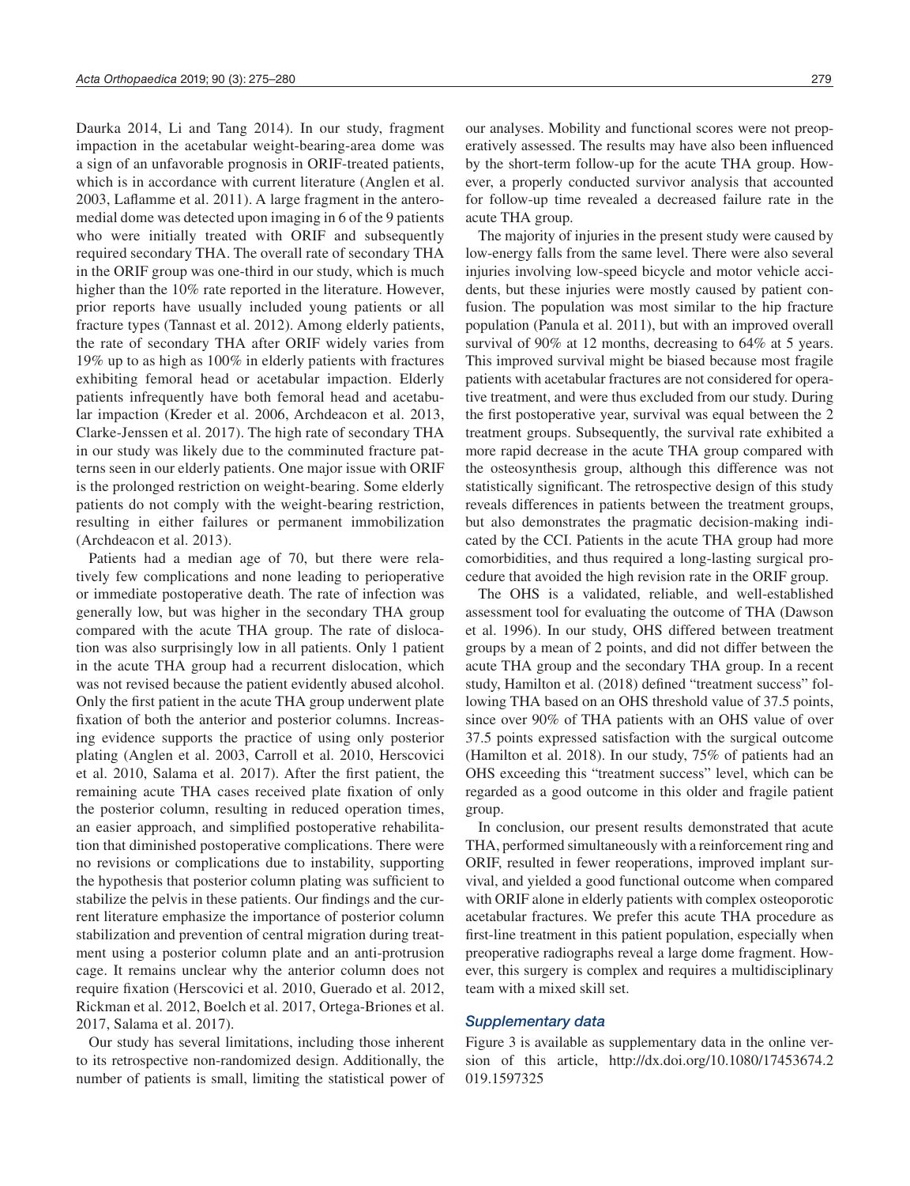Daurka 2014, Li and Tang 2014). In our study, fragment impaction in the acetabular weight-bearing-area dome was a sign of an unfavorable prognosis in ORIF-treated patients, which is in accordance with current literature (Anglen et al. 2003, Laflamme et al. 2011). A large fragment in the anteromedial dome was detected upon imaging in 6 of the 9 patients who were initially treated with ORIF and subsequently required secondary THA. The overall rate of secondary THA in the ORIF group was one-third in our study, which is much higher than the 10% rate reported in the literature. However, prior reports have usually included young patients or all fracture types (Tannast et al. 2012). Among elderly patients, the rate of secondary THA after ORIF widely varies from 19% up to as high as 100% in elderly patients with fractures exhibiting femoral head or acetabular impaction. Elderly patients infrequently have both femoral head and acetabular impaction (Kreder et al. 2006, Archdeacon et al. 2013, Clarke-Jenssen et al. 2017). The high rate of secondary THA in our study was likely due to the comminuted fracture patterns seen in our elderly patients. One major issue with ORIF is the prolonged restriction on weight-bearing. Some elderly patients do not comply with the weight-bearing restriction, resulting in either failures or permanent immobilization (Archdeacon et al. 2013).

Patients had a median age of 70, but there were relatively few complications and none leading to perioperative or immediate postoperative death. The rate of infection was generally low, but was higher in the secondary THA group compared with the acute THA group. The rate of dislocation was also surprisingly low in all patients. Only 1 patient in the acute THA group had a recurrent dislocation, which was not revised because the patient evidently abused alcohol. Only the first patient in the acute THA group underwent plate fixation of both the anterior and posterior columns. Increasing evidence supports the practice of using only posterior plating (Anglen et al. 2003, Carroll et al. 2010, Herscovici et al. 2010, Salama et al. 2017). After the first patient, the remaining acute THA cases received plate fixation of only the posterior column, resulting in reduced operation times, an easier approach, and simplified postoperative rehabilitation that diminished postoperative complications. There were no revisions or complications due to instability, supporting the hypothesis that posterior column plating was sufficient to stabilize the pelvis in these patients. Our findings and the current literature emphasize the importance of posterior column stabilization and prevention of central migration during treatment using a posterior column plate and an anti-protrusion cage. It remains unclear why the anterior column does not require fixation (Herscovici et al. 2010, Guerado et al. 2012, Rickman et al. 2012, Boelch et al. 2017, Ortega-Briones et al. 2017, Salama et al. 2017).

Our study has several limitations, including those inherent to its retrospective non-randomized design. Additionally, the number of patients is small, limiting the statistical power of our analyses. Mobility and functional scores were not preoperatively assessed. The results may have also been influenced by the short-term follow-up for the acute THA group. However, a properly conducted survivor analysis that accounted for follow-up time revealed a decreased failure rate in the acute THA group.

The majority of injuries in the present study were caused by low-energy falls from the same level. There were also several injuries involving low-speed bicycle and motor vehicle accidents, but these injuries were mostly caused by patient confusion. The population was most similar to the hip fracture population (Panula et al. 2011), but with an improved overall survival of 90% at 12 months, decreasing to 64% at 5 years. This improved survival might be biased because most fragile patients with acetabular fractures are not considered for operative treatment, and were thus excluded from our study. During the first postoperative year, survival was equal between the 2 treatment groups. Subsequently, the survival rate exhibited a more rapid decrease in the acute THA group compared with the osteosynthesis group, although this difference was not statistically significant. The retrospective design of this study reveals differences in patients between the treatment groups, but also demonstrates the pragmatic decision-making indicated by the CCI. Patients in the acute THA group had more comorbidities, and thus required a long-lasting surgical procedure that avoided the high revision rate in the ORIF group.

The OHS is a validated, reliable, and well-established assessment tool for evaluating the outcome of THA (Dawson et al. 1996). In our study, OHS differed between treatment groups by a mean of 2 points, and did not differ between the acute THA group and the secondary THA group. In a recent study, Hamilton et al. (2018) defined "treatment success" following THA based on an OHS threshold value of 37.5 points, since over 90% of THA patients with an OHS value of over 37.5 points expressed satisfaction with the surgical outcome (Hamilton et al. 2018). In our study, 75% of patients had an OHS exceeding this "treatment success" level, which can be regarded as a good outcome in this older and fragile patient group.

In conclusion, our present results demonstrated that acute THA, performed simultaneously with a reinforcement ring and ORIF, resulted in fewer reoperations, improved implant survival, and yielded a good functional outcome when compared with ORIF alone in elderly patients with complex osteoporotic acetabular fractures. We prefer this acute THA procedure as first-line treatment in this patient population, especially when preoperative radiographs reveal a large dome fragment. However, this surgery is complex and requires a multidisciplinary team with a mixed skill set.

### *Supplementary data*

Figure 3 is available as supplementary data in the online version of this article, http://dx.doi.org/10.1080/17453674.2019.1597325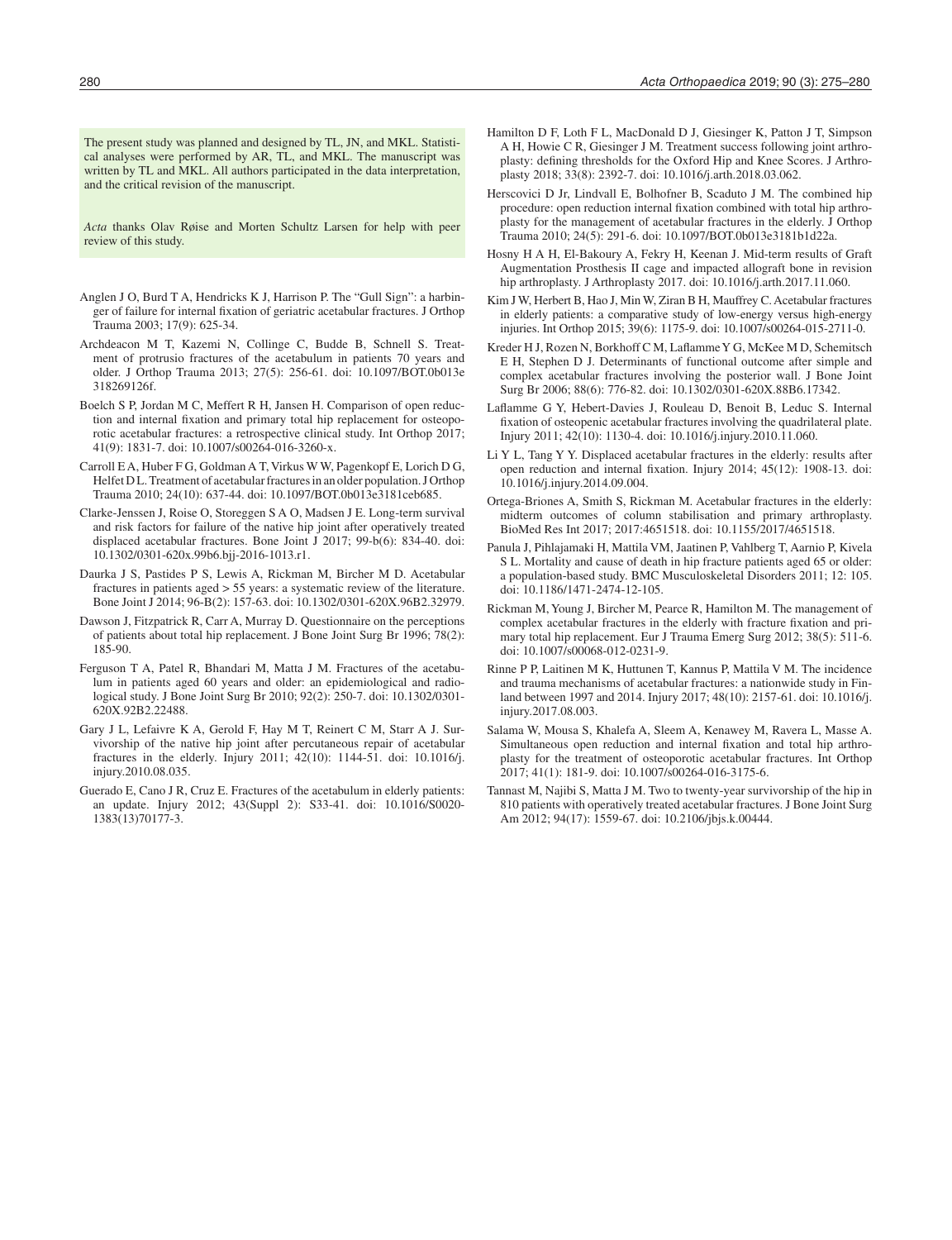The present study was planned and designed by TL, JN, and MKL. Statistical analyses were performed by AR, TL, and MKL. The manuscript was written by TL and MKL. All authors participated in the data interpretation, and the critical revision of the manuscript.

*Acta* thanks Olav Røise and Morten Schultz Larsen for help with peer review of this study.

Anglen J O, Burd T A, Hendricks K J, Harrison P. The "Gull Sign": a harbinger of failure for internal fixation of geriatric acetabular fractures. J Orthop Trauma 2003; 17(9): 625-34.

Archdeacon M T, Kazemi N, Collinge C, Budde B, Schnell S. Treatment of protrusio fractures of the acetabulum in patients 70 years and older. J Orthop Trauma 2013; 27(5): 256-61. doi: 10.1097/BOT.0b013e318269126f.

Boelch S P, Jordan M C, Meffert R H, Jansen H. Comparison of open reduction and internal fixation and primary total hip replacement for osteoporotic acetabular fractures: a retrospective clinical study. Int Orthop 2017; 41(9): 1831-7. doi: 10.1007/s00264-016-3260-x.

Carroll E A, Huber F G, Goldman A T, Virkus W W, Pagenkopf E, Lorich D G, Helfet D L. Treatment of acetabular fractures in an older population. J Orthop Trauma 2010; 24(10): 637-44. doi: 10.1097/BOT.0b013e3181ceb685.

Clarke-Jenssen J, Roise O, Storeggen S A O, Madsen J E. Long-term survival and risk factors for failure of the native hip joint after operatively treated displaced acetabular fractures. Bone Joint J 2017; 99-b(6): 834-40. doi: 10.1302/0301-620x.99b6.bjj-2016-1013.r1.

Daurka J S, Pastides P S, Lewis A, Rickman M, Bircher M D. Acetabular fractures in patients aged > 55 years: a systematic review of the literature. Bone Joint J 2014; 96-B(2): 157-63. doi: 10.1302/0301-620X.96B2.32979.

Dawson J, Fitzpatrick R, Carr A, Murray D. Questionnaire on the perceptions of patients about total hip replacement. J Bone Joint Surg Br 1996; 78(2): 185-90.

Ferguson T A, Patel R, Bhandari M, Matta J M. Fractures of the acetabulum in patients aged 60 years and older: an epidemiological and radiological study. J Bone Joint Surg Br 2010; 92(2): 250-7. doi: 10.1302/0301-620X.92B2.22488.

Gary J L, Lefaivre K A, Gerold F, Hay M T, Reinert C M, Starr A J. Survivorship of the native hip joint after percutaneous repair of acetabular fractures in the elderly. Injury 2011; 42(10): 1144-51. doi: 10.1016/j.injury.2010.08.035.

Guerado E, Cano J R, Cruz E. Fractures of the acetabulum in elderly patients: an update. Injury 2012; 43(Suppl 2): S33-41. doi: 10.1016/S0020-1383(13)70177-3.

Hamilton D F, Loth F L, MacDonald D J, Giesinger K, Patton J T, Simpson A H, Howie C R, Giesinger J M. Treatment success following joint arthroplasty: defining thresholds for the Oxford Hip and Knee Scores. J Arthroplasty 2018; 33(8): 2392-7. doi: 10.1016/j.arth.2018.03.062.

Herscovici D Jr, Lindvall E, Bolhofner B, Scaduto J M. The combined hip procedure: open reduction internal fixation combined with total hip arthroplasty for the management of acetabular fractures in the elderly. J Orthop Trauma 2010; 24(5): 291-6. doi: 10.1097/BOT.0b013e3181b1d22a.

Hosny H A H, El-Bakoury A, Fekry H, Keenan J. Mid-term results of Graft Augmentation Prosthesis II cage and impacted allograft bone in revision hip arthroplasty. J Arthroplasty 2017. doi: 10.1016/j.arth.2017.11.060.

Kim J W, Herbert B, Hao J, Min W, Ziran B H, Mauffrey C. Acetabular fractures in elderly patients: a comparative study of low-energy versus high-energy injuries. Int Orthop 2015; 39(6): 1175-9. doi: 10.1007/s00264-015-2711-0.

Kreder H J, Rozen N, Borkhoff C M, Laflamme Y G, McKee M D, Schemitsch E H, Stephen D J. Determinants of functional outcome after simple and complex acetabular fractures involving the posterior wall. J Bone Joint Surg Br 2006; 88(6): 776-82. doi: 10.1302/0301-620X.88B6.17342.

Laflamme G Y, Hebert-Davies J, Rouleau D, Benoit B, Leduc S. Internal fixation of osteopenic acetabular fractures involving the quadrilateral plate. Injury 2011; 42(10): 1130-4. doi: 10.1016/j.injury.2010.11.060.

Li Y L, Tang Y Y. Displaced acetabular fractures in the elderly: results after open reduction and internal fixation. Injury 2014; 45(12): 1908-13. doi: 10.1016/j.injury.2014.09.004.

Ortega-Briones A, Smith S, Rickman M. Acetabular fractures in the elderly: midterm outcomes of column stabilisation and primary arthroplasty. BioMed Res Int 2017; 2017:4651518. doi: 10.1155/2017/4651518.

Panula J, Pihlajamaki H, Mattila VM, Jaatinen P, Vahlberg T, Aarnio P, Kivela S L. Mortality and cause of death in hip fracture patients aged 65 or older: a population-based study. BMC Musculoskeletal Disorders 2011; 12: 105. doi: 10.1186/1471-2474-12-105.

Rickman M, Young J, Bircher M, Pearce R, Hamilton M. The management of complex acetabular fractures in the elderly with fracture fixation and primary total hip replacement. Eur J Trauma Emerg Surg 2012; 38(5): 511-6. doi: 10.1007/s00068-012-0231-9.

Rinne P P, Laitinen M K, Huttunen T, Kannus P, Mattila V M. The incidence and trauma mechanisms of acetabular fractures: a nationwide study in Finland between 1997 and 2014. Injury 2017; 48(10): 2157-61. doi: 10.1016/j.injury.2017.08.003.

Salama W, Mousa S, Khalefa A, Sleem A, Kenawey M, Ravera L, Masse A. Simultaneous open reduction and internal fixation and total hip arthroplasty for the treatment of osteoporotic acetabular fractures. Int Orthop 2017; 41(1): 181-9. doi: 10.1007/s00264-016-3175-6.

Tannast M, Najibi S, Matta J M. Two to twenty-year survivorship of the hip in 810 patients with operatively treated acetabular fractures. J Bone Joint Surg Am 2012; 94(17): 1559-67. doi: 10.2106/jbjs.k.00444.